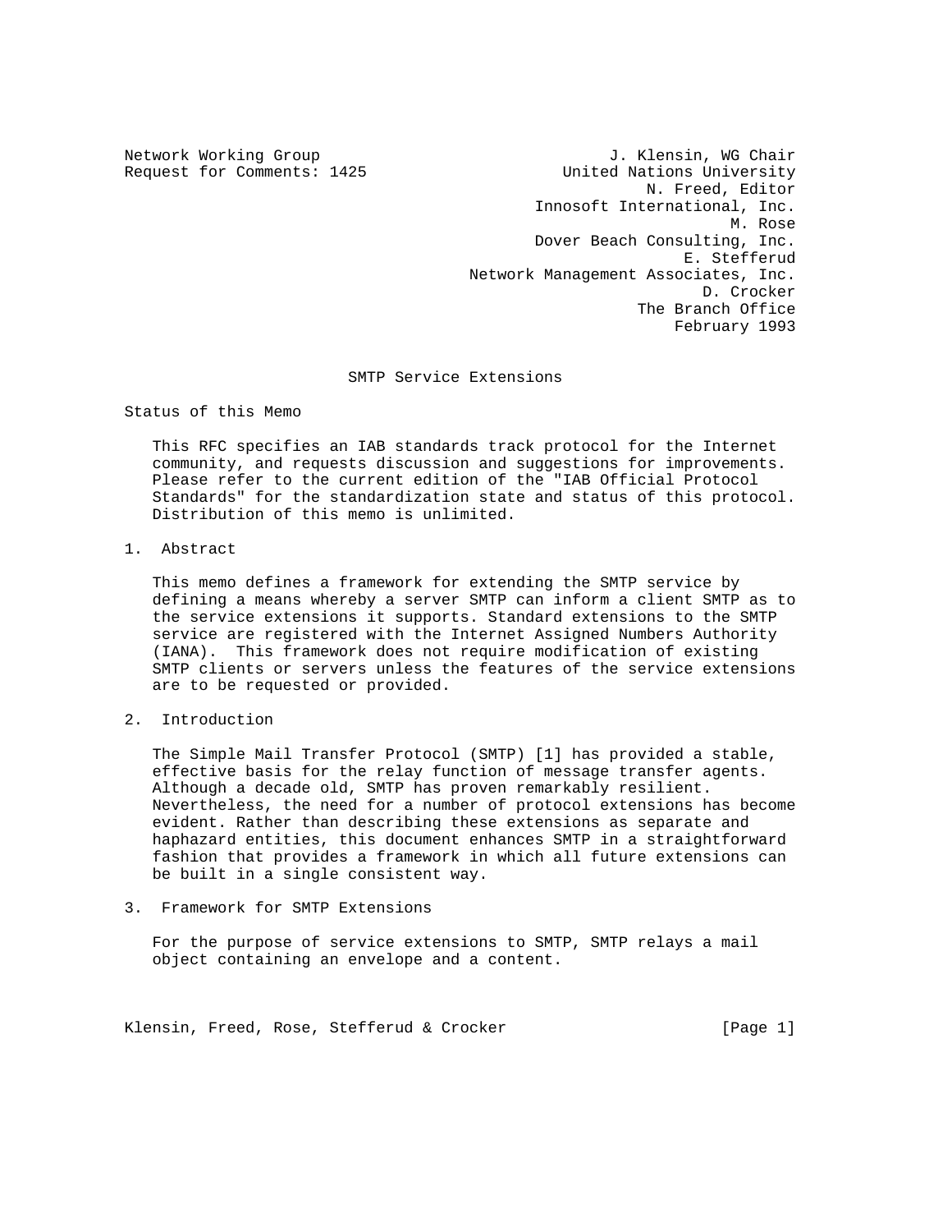Network Working Group                                     J. Klensin, WG Chair
Request for Comments: 1425                          United Nations University
                                                              N. Freed, Editor
                                                 Innosoft International, Inc.
                                                                       M. Rose
                                                 Dover Beach Consulting, Inc.
                                                                  E. Stefferud
                                           Network Management Associates, Inc.
                                                                    D. Crocker
                                                             The Branch Office
                                                                 February 1993

# SMTP Service Extensions

## Status of this Memo

This RFC specifies an IAB standards track protocol for the Internet community, and requests discussion and suggestions for improvements. Please refer to the current edition of the "IAB Official Protocol Standards" for the standardization state and status of this protocol. Distribution of this memo is unlimited.

## 1. Abstract

This memo defines a framework for extending the SMTP service by defining a means whereby a server SMTP can inform a client SMTP as to the service extensions it supports. Standard extensions to the SMTP service are registered with the Internet Assigned Numbers Authority (IANA). This framework does not require modification of existing SMTP clients or servers unless the features of the service extensions are to be requested or provided.

## 2. Introduction

The Simple Mail Transfer Protocol (SMTP) [1] has provided a stable, effective basis for the relay function of message transfer agents. Although a decade old, SMTP has proven remarkably resilient. Nevertheless, the need for a number of protocol extensions has become evident. Rather than describing these extensions as separate and haphazard entities, this document enhances SMTP in a straightforward fashion that provides a framework in which all future extensions can be built in a single consistent way.

## 3. Framework for SMTP Extensions

For the purpose of service extensions to SMTP, SMTP relays a mail object containing an envelope and a content.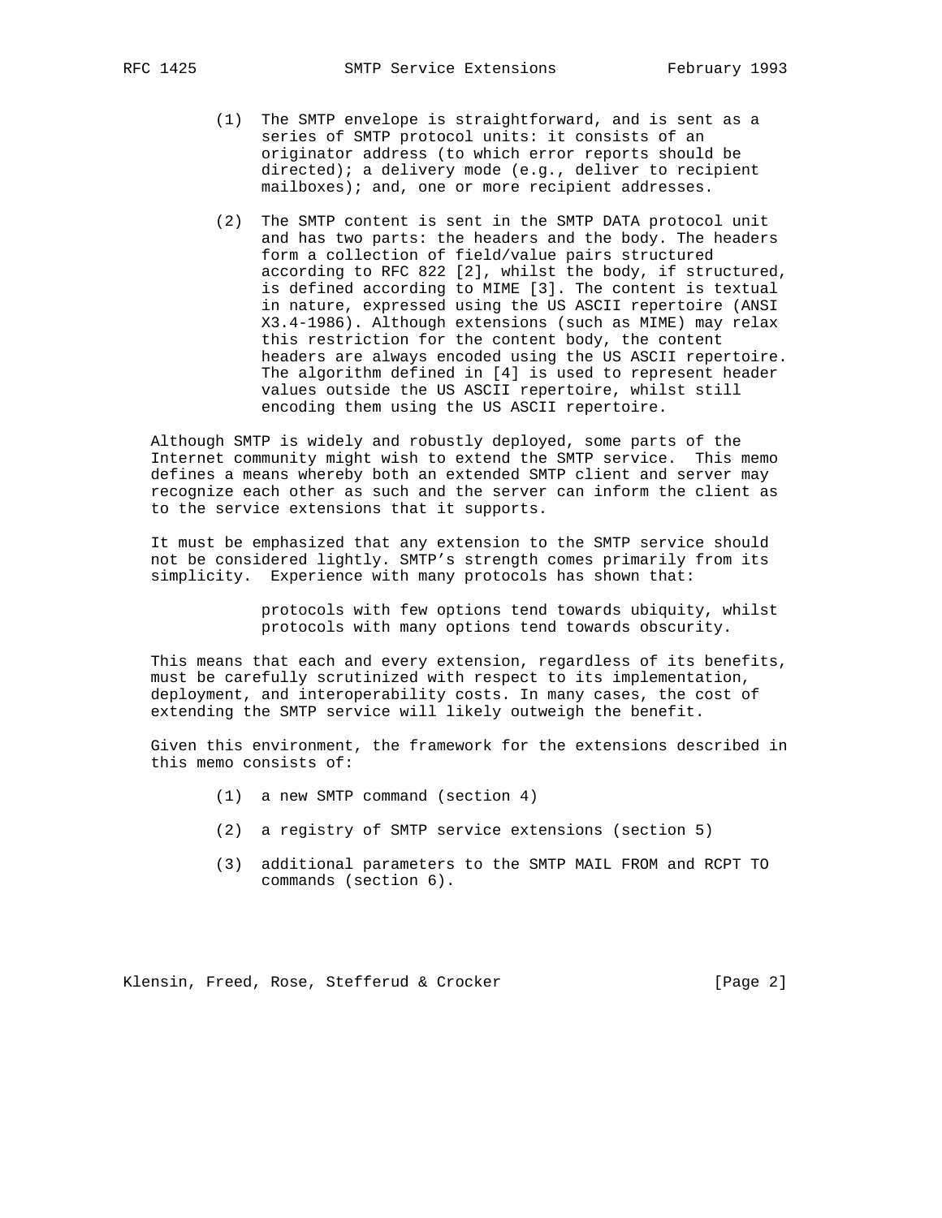(1) The SMTP envelope is straightforward, and is sent as a series of SMTP protocol units: it consists of an originator address (to which error reports should be directed); a delivery mode (e.g., deliver to recipient mailboxes); and, one or more recipient addresses.

(2) The SMTP content is sent in the SMTP DATA protocol unit and has two parts: the headers and the body. The headers form a collection of field/value pairs structured according to RFC 822 [2], whilst the body, if structured, is defined according to MIME [3]. The content is textual in nature, expressed using the US ASCII repertoire (ANSI X3.4-1986). Although extensions (such as MIME) may relax this restriction for the content body, the content headers are always encoded using the US ASCII repertoire. The algorithm defined in [4] is used to represent header values outside the US ASCII repertoire, whilst still encoding them using the US ASCII repertoire.

Although SMTP is widely and robustly deployed, some parts of the Internet community might wish to extend the SMTP service. This memo defines a means whereby both an extended SMTP client and server may recognize each other as such and the server can inform the client as to the service extensions that it supports.

It must be emphasized that any extension to the SMTP service should not be considered lightly. SMTP's strength comes primarily from its simplicity. Experience with many protocols has shown that:

> protocols with few options tend towards ubiquity, whilst protocols with many options tend towards obscurity.

This means that each and every extension, regardless of its benefits, must be carefully scrutinized with respect to its implementation, deployment, and interoperability costs. In many cases, the cost of extending the SMTP service will likely outweigh the benefit.

Given this environment, the framework for the extensions described in this memo consists of:

(1) a new SMTP command (section 4)

(2) a registry of SMTP service extensions (section 5)

(3) additional parameters to the SMTP MAIL FROM and RCPT TO commands (section 6).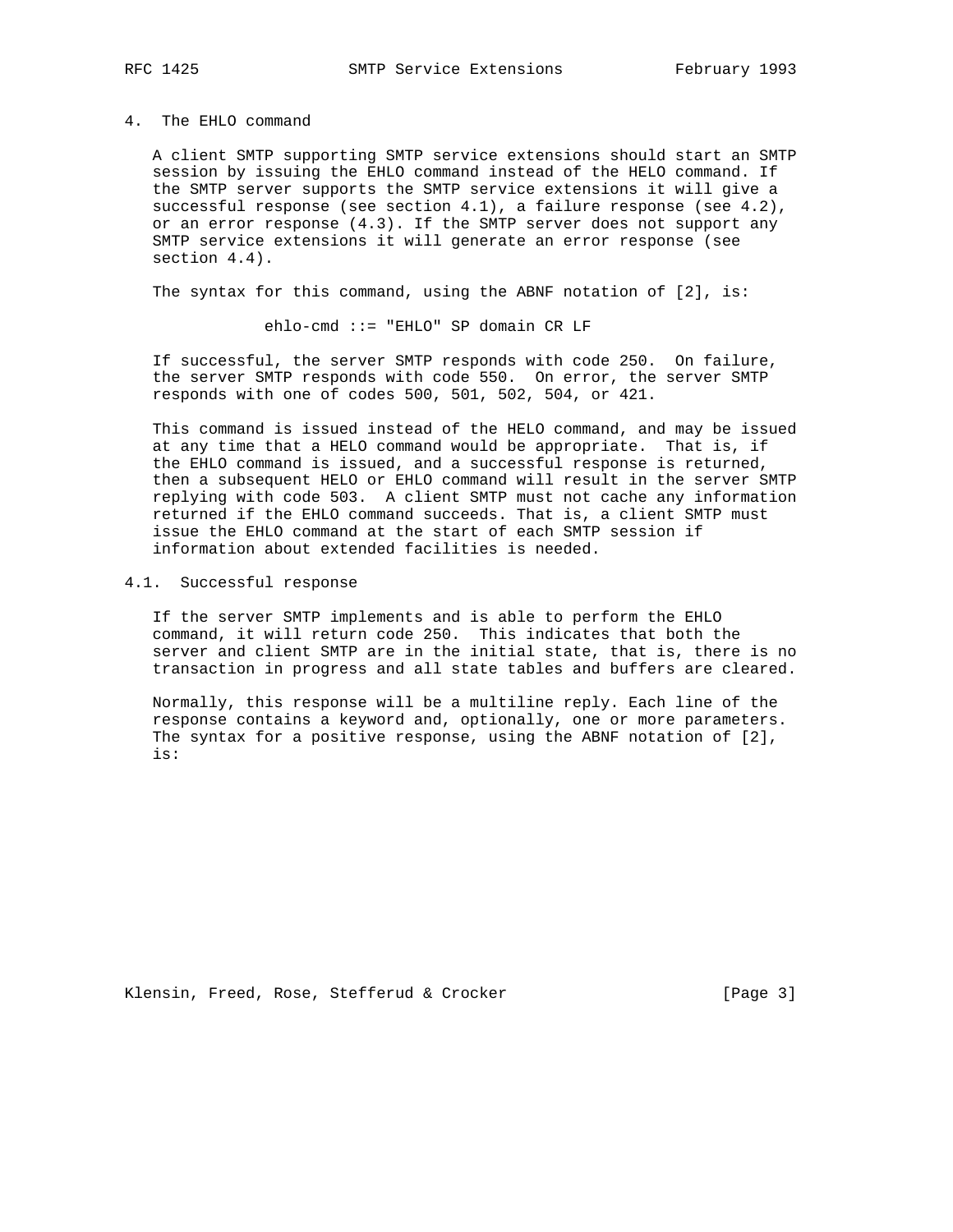## 4. The EHLO command

A client SMTP supporting SMTP service extensions should start an SMTP session by issuing the EHLO command instead of the HELO command. If the SMTP server supports the SMTP service extensions it will give a successful response (see section 4.1), a failure response (see 4.2), or an error response (4.3). If the SMTP server does not support any SMTP service extensions it will generate an error response (see section 4.4).

The syntax for this command, using the ABNF notation of [2], is:

```
ehlo-cmd ::= "EHLO" SP domain CR LF
```

If successful, the server SMTP responds with code 250. On failure, the server SMTP responds with code 550. On error, the server SMTP responds with one of codes 500, 501, 502, 504, or 421.

This command is issued instead of the HELO command, and may be issued at any time that a HELO command would be appropriate. That is, if the EHLO command is issued, and a successful response is returned, then a subsequent HELO or EHLO command will result in the server SMTP replying with code 503. A client SMTP must not cache any information returned if the EHLO command succeeds. That is, a client SMTP must issue the EHLO command at the start of each SMTP session if information about extended facilities is needed.

### 4.1. Successful response

If the server SMTP implements and is able to perform the EHLO command, it will return code 250. This indicates that both the server and client SMTP are in the initial state, that is, there is no transaction in progress and all state tables and buffers are cleared.

Normally, this response will be a multiline reply. Each line of the response contains a keyword and, optionally, one or more parameters. The syntax for a positive response, using the ABNF notation of [2], is: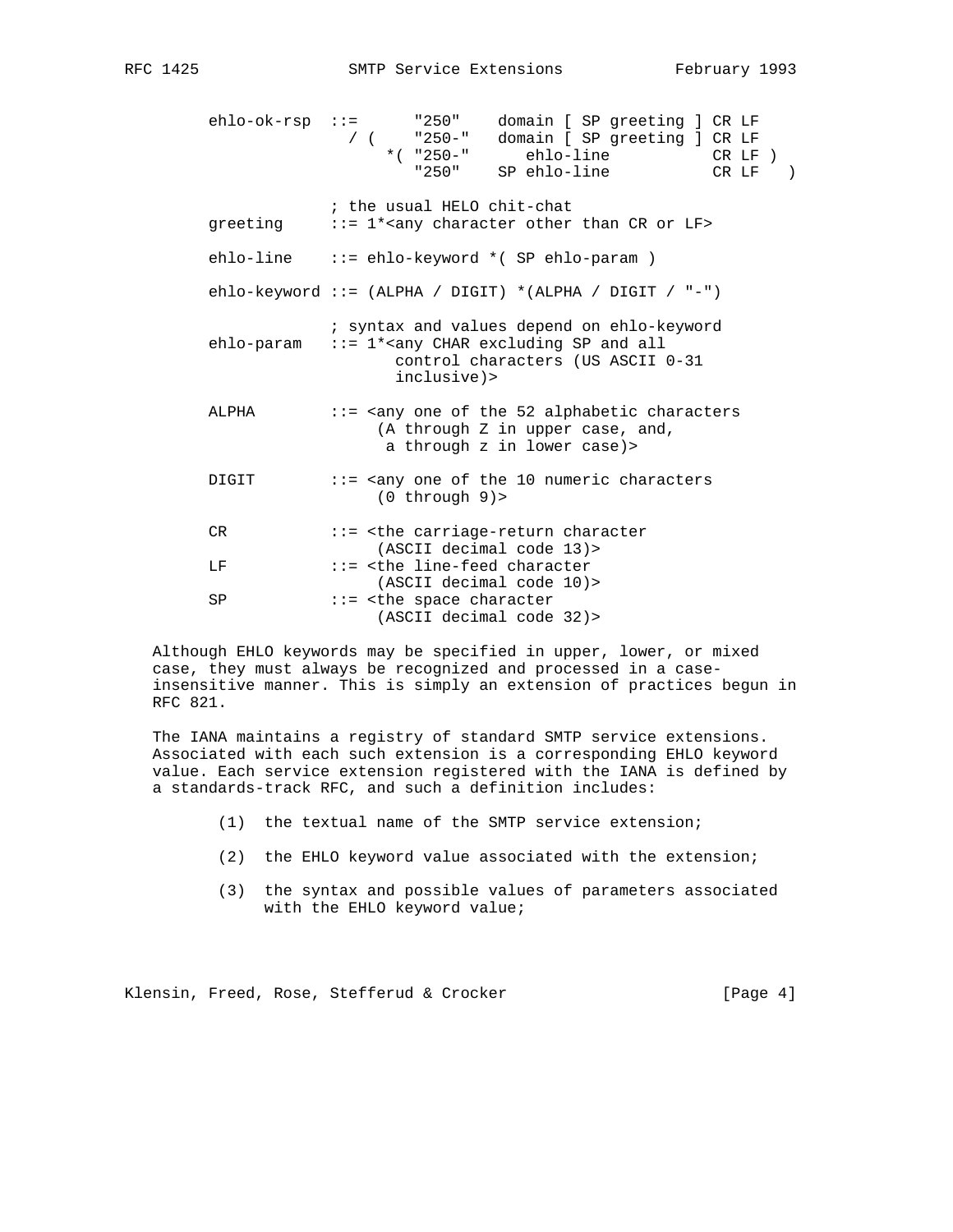```
ehlo-ok-rsp  ::=      "250"    domain [ SP greeting ] CR LF
               / (    "250-"   domain [ SP greeting ] CR LF
                   *( "250-"      ehlo-line           CR LF )
                      "250"    SP ehlo-line           CR LF   )

             ; the usual HELO chit-chat
greeting     ::= 1*<any character other than CR or LF>

ehlo-line    ::= ehlo-keyword *( SP ehlo-param )

ehlo-keyword ::= (ALPHA / DIGIT) *(ALPHA / DIGIT / "-")

             ; syntax and values depend on ehlo-keyword
ehlo-param   ::= 1*<any CHAR excluding SP and all
                    control characters (US ASCII 0-31
                    inclusive)>

ALPHA        ::= <any one of the 52 alphabetic characters
                  (A through Z in upper case, and,
                   a through z in lower case)>

DIGIT        ::= <any one of the 10 numeric characters
                  (0 through 9)>

CR           ::= <the carriage-return character
                  (ASCII decimal code 13)>
LF           ::= <the line-feed character
                  (ASCII decimal code 10)>
SP           ::= <the space character
                  (ASCII decimal code 32)>
```

Although EHLO keywords may be specified in upper, lower, or mixed case, they must always be recognized and processed in a case-insensitive manner. This is simply an extension of practices begun in RFC 821.

The IANA maintains a registry of standard SMTP service extensions. Associated with each such extension is a corresponding EHLO keyword value. Each service extension registered with the IANA is defined by a standards-track RFC, and such a definition includes:

(1) the textual name of the SMTP service extension;

(2) the EHLO keyword value associated with the extension;

(3) the syntax and possible values of parameters associated with the EHLO keyword value;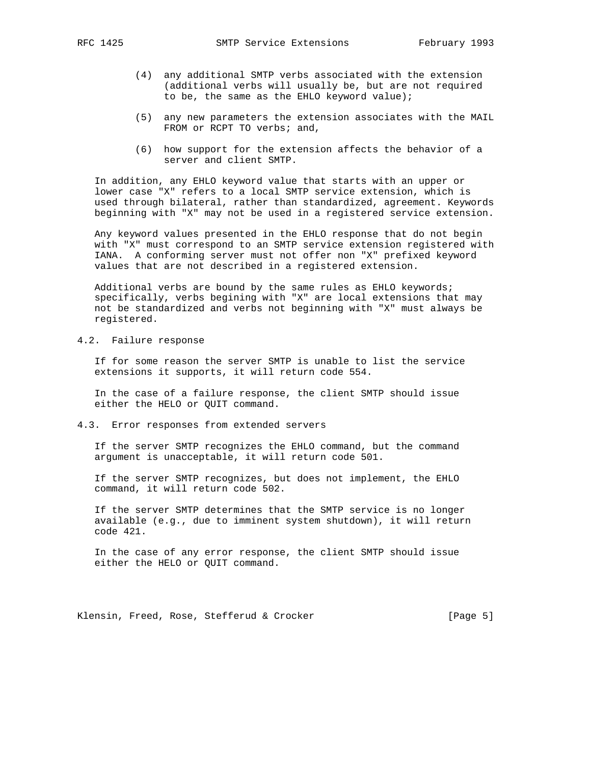(4) any additional SMTP verbs associated with the extension (additional verbs will usually be, but are not required to be, the same as the EHLO keyword value);

(5) any new parameters the extension associates with the MAIL FROM or RCPT TO verbs; and,

(6) how support for the extension affects the behavior of a server and client SMTP.

In addition, any EHLO keyword value that starts with an upper or lower case "X" refers to a local SMTP service extension, which is used through bilateral, rather than standardized, agreement. Keywords beginning with "X" may not be used in a registered service extension.

Any keyword values presented in the EHLO response that do not begin with "X" must correspond to an SMTP service extension registered with IANA. A conforming server must not offer non "X" prefixed keyword values that are not described in a registered extension.

Additional verbs are bound by the same rules as EHLO keywords; specifically, verbs begining with "X" are local extensions that may not be standardized and verbs not beginning with "X" must always be registered.

## 4.2. Failure response

If for some reason the server SMTP is unable to list the service extensions it supports, it will return code 554.

In the case of a failure response, the client SMTP should issue either the HELO or QUIT command.

## 4.3. Error responses from extended servers

If the server SMTP recognizes the EHLO command, but the command argument is unacceptable, it will return code 501.

If the server SMTP recognizes, but does not implement, the EHLO command, it will return code 502.

If the server SMTP determines that the SMTP service is no longer available (e.g., due to imminent system shutdown), it will return code 421.

In the case of any error response, the client SMTP should issue either the HELO or QUIT command.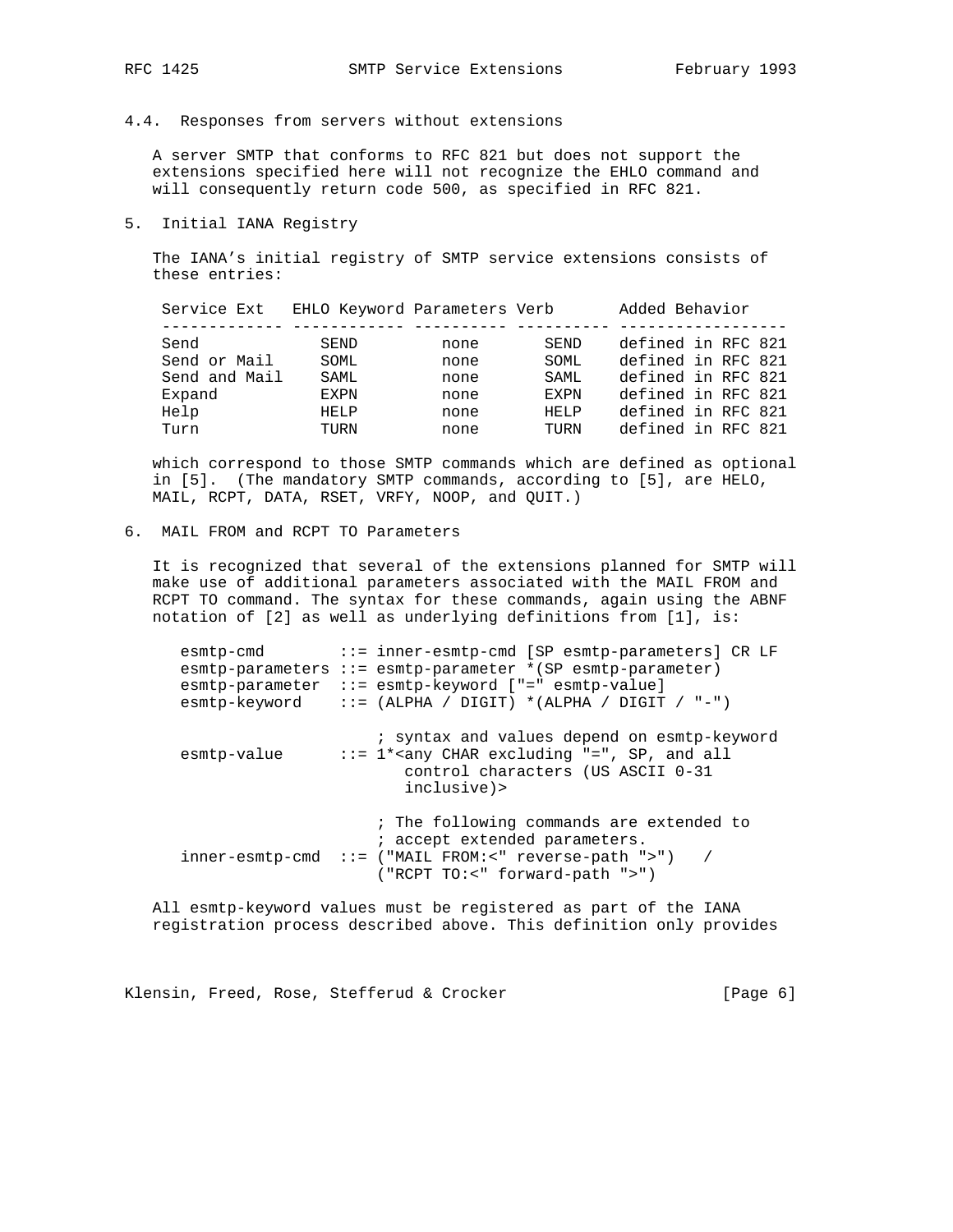### 4.4. Responses from servers without extensions

A server SMTP that conforms to RFC 821 but does not support the extensions specified here will not recognize the EHLO command and will consequently return code 500, as specified in RFC 821.

## 5. Initial IANA Registry

The IANA's initial registry of SMTP service extensions consists of these entries:

| Service Ext | EHLO Keyword | Parameters | Verb | Added Behavior |
|---|---|---|---|---|
| Send | SEND | none | SEND | defined in RFC 821 |
| Send or Mail | SOML | none | SOML | defined in RFC 821 |
| Send and Mail | SAML | none | SAML | defined in RFC 821 |
| Expand | EXPN | none | EXPN | defined in RFC 821 |
| Help | HELP | none | HELP | defined in RFC 821 |
| Turn | TURN | none | TURN | defined in RFC 821 |

which correspond to those SMTP commands which are defined as optional in [5]. (The mandatory SMTP commands, according to [5], are HELO, MAIL, RCPT, DATA, RSET, VRFY, NOOP, and QUIT.)

## 6. MAIL FROM and RCPT TO Parameters

It is recognized that several of the extensions planned for SMTP will make use of additional parameters associated with the MAIL FROM and RCPT TO command. The syntax for these commands, again using the ABNF notation of [2] as well as underlying definitions from [1], is:

```
esmtp-cmd        ::= inner-esmtp-cmd [SP esmtp-parameters] CR LF
esmtp-parameters ::= esmtp-parameter *(SP esmtp-parameter)
esmtp-parameter  ::= esmtp-keyword ["=" esmtp-value]
esmtp-keyword    ::= (ALPHA / DIGIT) *(ALPHA / DIGIT / "-")

                     ; syntax and values depend on esmtp-keyword
esmtp-value      ::= 1*<any CHAR excluding "=", SP, and all
                        control characters (US ASCII 0-31
                        inclusive)>

                     ; The following commands are extended to
                     ; accept extended parameters.
inner-esmtp-cmd  ::= ("MAIL FROM:<" reverse-path ">")   /
                     ("RCPT TO:<" forward-path ">")
```

All esmtp-keyword values must be registered as part of the IANA registration process described above. This definition only provides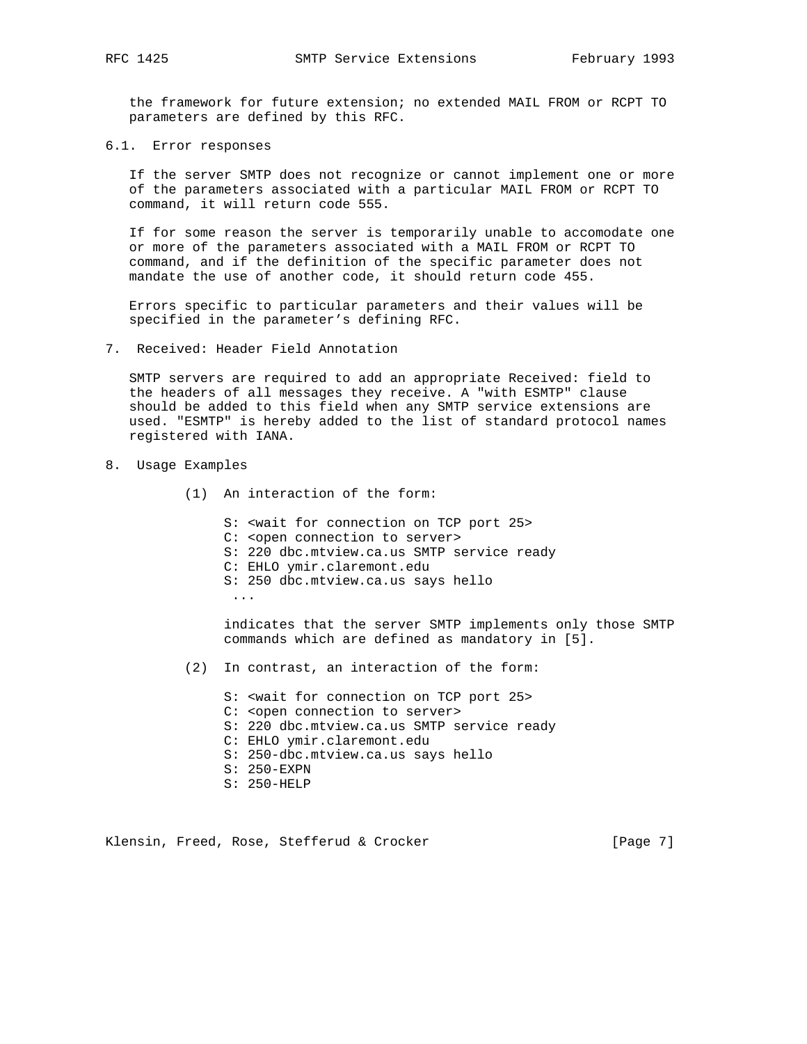the framework for future extension; no extended MAIL FROM or RCPT TO parameters are defined by this RFC.

### 6.1. Error responses

If the server SMTP does not recognize or cannot implement one or more of the parameters associated with a particular MAIL FROM or RCPT TO command, it will return code 555.

If for some reason the server is temporarily unable to accomodate one or more of the parameters associated with a MAIL FROM or RCPT TO command, and if the definition of the specific parameter does not mandate the use of another code, it should return code 455.

Errors specific to particular parameters and their values will be specified in the parameter's defining RFC.

## 7. Received: Header Field Annotation

SMTP servers are required to add an appropriate Received: field to the headers of all messages they receive. A "with ESMTP" clause should be added to this field when any SMTP service extensions are used. "ESMTP" is hereby added to the list of standard protocol names registered with IANA.

## 8. Usage Examples

(1) An interaction of the form:

```
S: <wait for connection on TCP port 25>
C: <open connection to server>
S: 220 dbc.mtview.ca.us SMTP service ready
C: EHLO ymir.claremont.edu
S: 250 dbc.mtview.ca.us says hello
 ...
```

indicates that the server SMTP implements only those SMTP commands which are defined as mandatory in [5].

(2) In contrast, an interaction of the form:

```
S: <wait for connection on TCP port 25>
C: <open connection to server>
S: 220 dbc.mtview.ca.us SMTP service ready
C: EHLO ymir.claremont.edu
S: 250-dbc.mtview.ca.us says hello
S: 250-EXPN
S: 250-HELP
```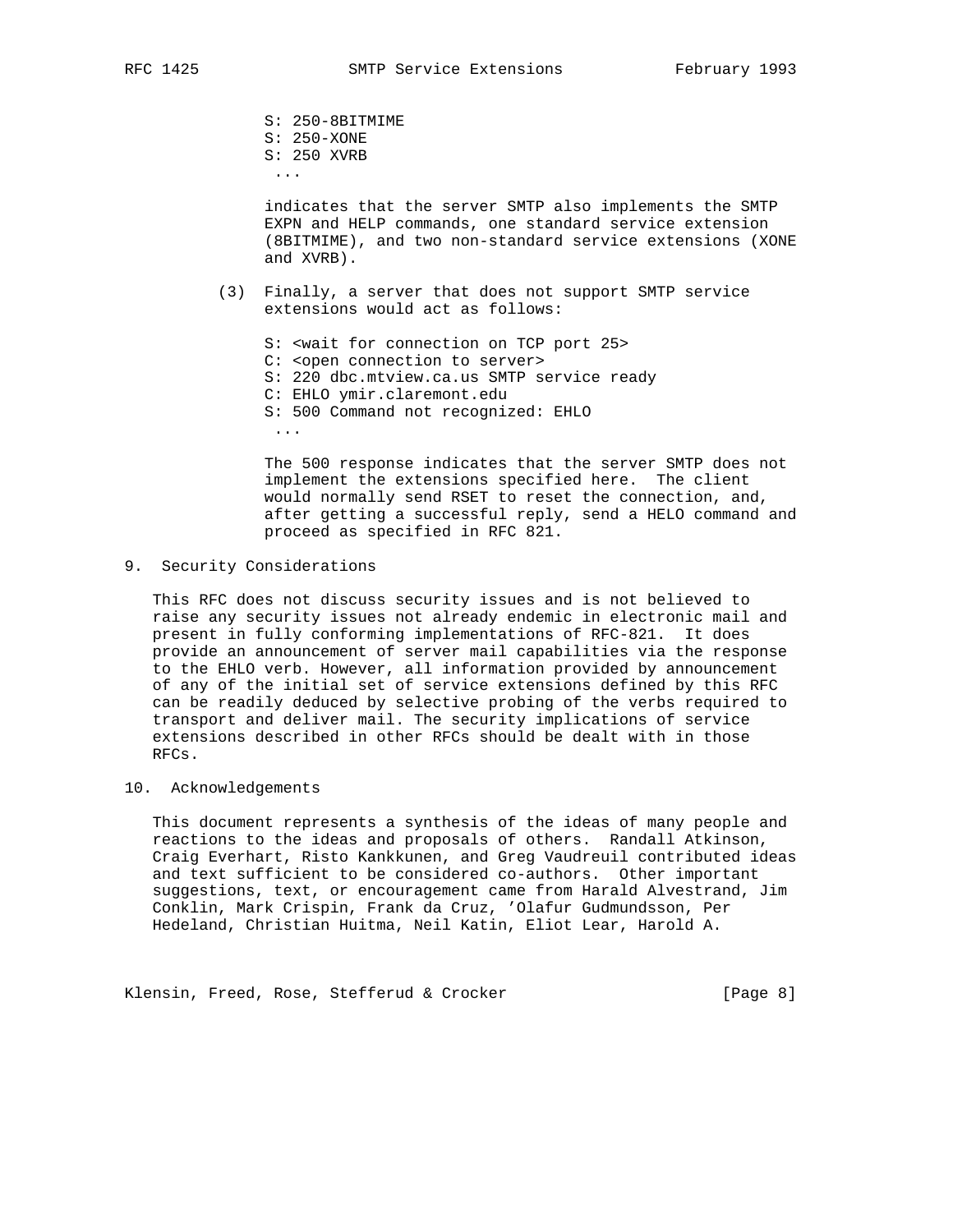```
S: 250-8BITMIME
S: 250-XONE
S: 250 XVRB
 ...
```

indicates that the server SMTP also implements the SMTP EXPN and HELP commands, one standard service extension (8BITMIME), and two non-standard service extensions (XONE and XVRB).

(3) Finally, a server that does not support SMTP service extensions would act as follows:

```
S: <wait for connection on TCP port 25>
C: <open connection to server>
S: 220 dbc.mtview.ca.us SMTP service ready
C: EHLO ymir.claremont.edu
S: 500 Command not recognized: EHLO
 ...
```

The 500 response indicates that the server SMTP does not implement the extensions specified here. The client would normally send RSET to reset the connection, and, after getting a successful reply, send a HELO command and proceed as specified in RFC 821.

## 9. Security Considerations

This RFC does not discuss security issues and is not believed to raise any security issues not already endemic in electronic mail and present in fully conforming implementations of RFC-821. It does provide an announcement of server mail capabilities via the response to the EHLO verb. However, all information provided by announcement of any of the initial set of service extensions defined by this RFC can be readily deduced by selective probing of the verbs required to transport and deliver mail. The security implications of service extensions described in other RFCs should be dealt with in those RFCs.

## 10. Acknowledgements

This document represents a synthesis of the ideas of many people and reactions to the ideas and proposals of others. Randall Atkinson, Craig Everhart, Risto Kankkunen, and Greg Vaudreuil contributed ideas and text sufficient to be considered co-authors. Other important suggestions, text, or encouragement came from Harald Alvestrand, Jim Conklin, Mark Crispin, Frank da Cruz, 'Olafur Gudmundsson, Per Hedeland, Christian Huitma, Neil Katin, Eliot Lear, Harold A.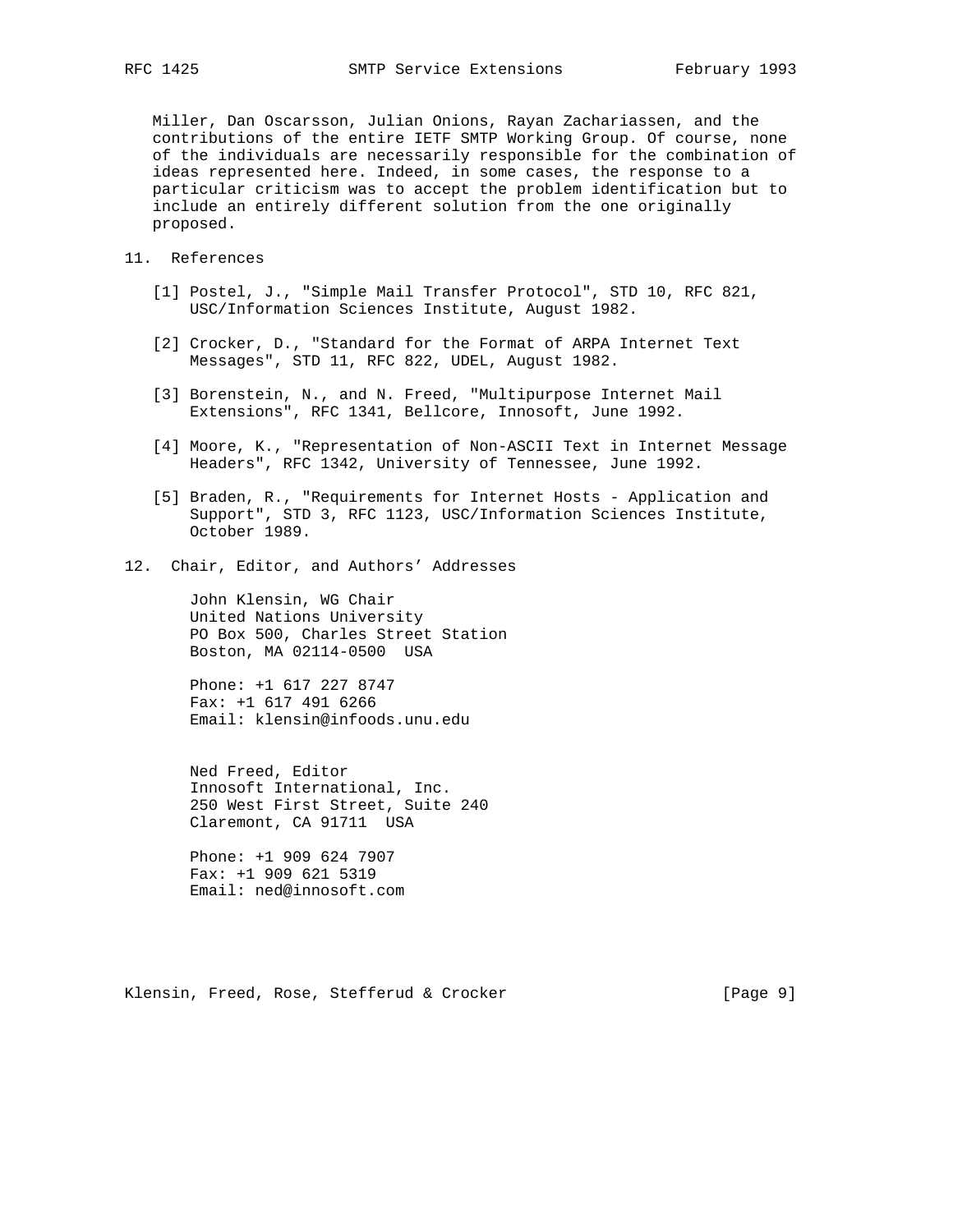Miller, Dan Oscarsson, Julian Onions, Rayan Zachariassen, and the contributions of the entire IETF SMTP Working Group. Of course, none of the individuals are necessarily responsible for the combination of ideas represented here. Indeed, in some cases, the response to a particular criticism was to accept the problem identification but to include an entirely different solution from the one originally proposed.

## 11. References

[1] Postel, J., "Simple Mail Transfer Protocol", STD 10, RFC 821, USC/Information Sciences Institute, August 1982.

[2] Crocker, D., "Standard for the Format of ARPA Internet Text Messages", STD 11, RFC 822, UDEL, August 1982.

[3] Borenstein, N., and N. Freed, "Multipurpose Internet Mail Extensions", RFC 1341, Bellcore, Innosoft, June 1992.

[4] Moore, K., "Representation of Non-ASCII Text in Internet Message Headers", RFC 1342, University of Tennessee, June 1992.

[5] Braden, R., "Requirements for Internet Hosts - Application and Support", STD 3, RFC 1123, USC/Information Sciences Institute, October 1989.

## 12. Chair, Editor, and Authors' Addresses

John Klensin, WG Chair
United Nations University
PO Box 500, Charles Street Station
Boston, MA 02114-0500 USA

Phone: +1 617 227 8747
Fax: +1 617 491 6266
Email: klensin@infoods.unu.edu

Ned Freed, Editor
Innosoft International, Inc.
250 West First Street, Suite 240
Claremont, CA 91711 USA

Phone: +1 909 624 7907
Fax: +1 909 621 5319
Email: ned@innosoft.com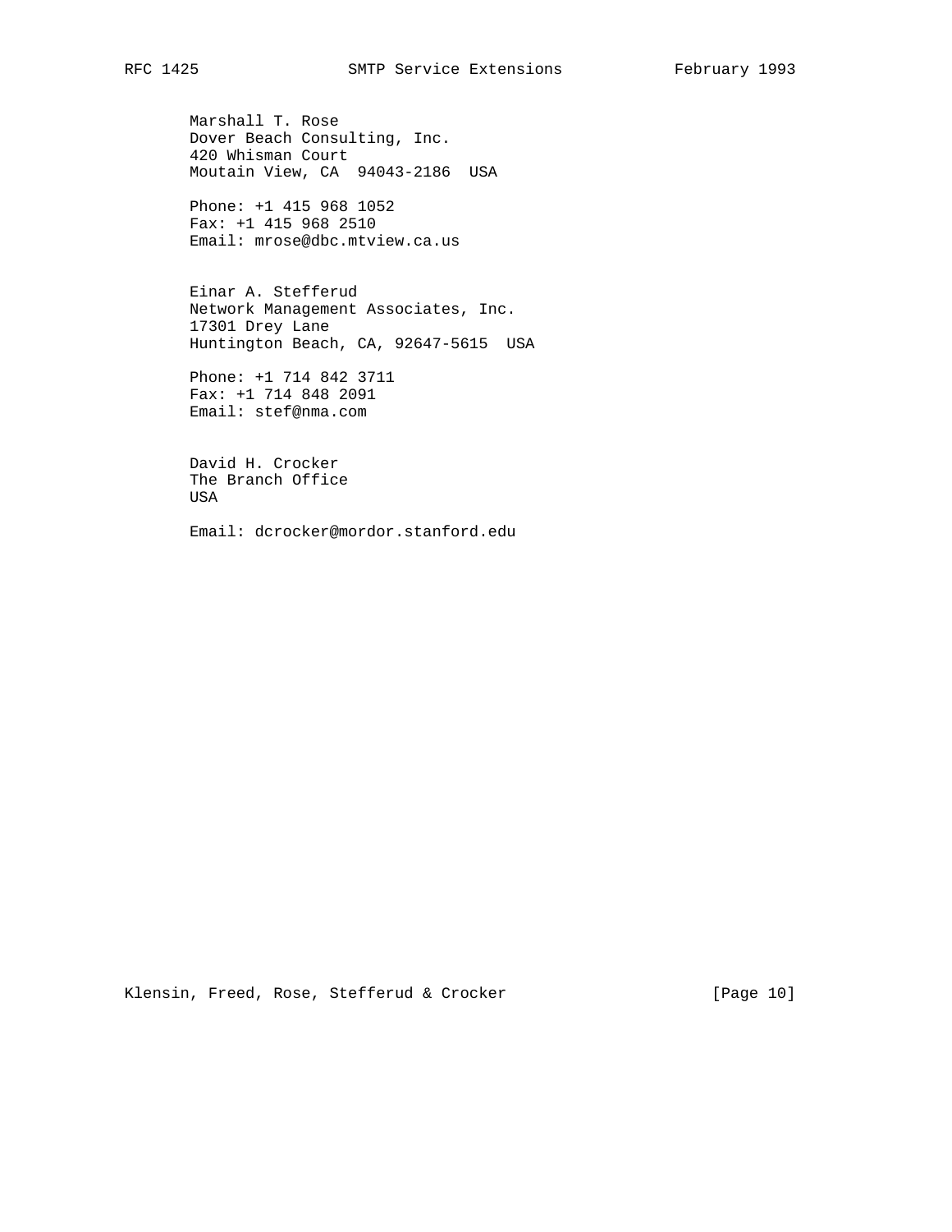Marshall T. Rose
Dover Beach Consulting, Inc.
420 Whisman Court
Moutain View, CA  94043-2186  USA

Phone: +1 415 968 1052
Fax: +1 415 968 2510
Email: mrose@dbc.mtview.ca.us

Einar A. Stefferud
Network Management Associates, Inc.
17301 Drey Lane
Huntington Beach, CA, 92647-5615  USA

Phone: +1 714 842 3711
Fax: +1 714 848 2091
Email: stef@nma.com

David H. Crocker
The Branch Office
USA

Email: dcrocker@mordor.stanford.edu